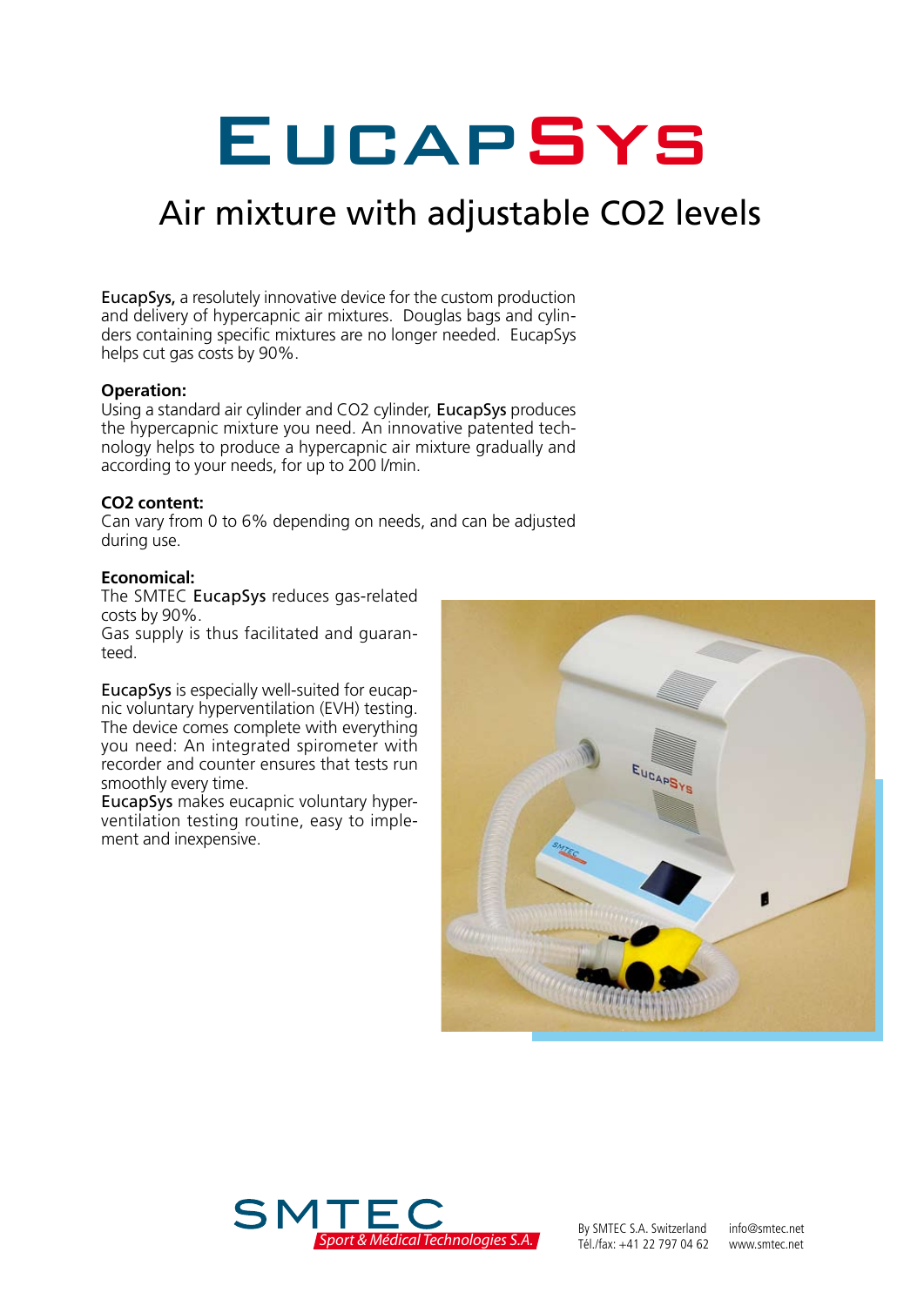# EucapSys

## Air mixture with adjustable $CO_2$ levels

**EucapSys,** a resolutely innovative device for the custom production and delivery of hypercapnic air mixtures. Douglas bags and cylinders containing specific mixtures are no longer needed. EucapSys helps cut gas costs by 90%.

**Operation:**
Using a standard air cylinder and $CO_2$ cylinder, **EucapSys** produces the hypercapnic mixture you need. An innovative patented technology helps to produce a hypercapnic air mixture gradually and according to your needs, for up to 200 l/min.

**$CO_2$ content:**
Can vary from 0 to 6% depending on needs, and can be adjusted during use.

**Economical:**
The SMTEC **EucapSys** reduces gas-related costs by 90%.
Gas supply is thus facilitated and guaranteed.

**EucapSys** is especially well-suited for eucapnic voluntary hyperventilation (EVH) testing. The device comes complete with everything you need: An integrated spirometer with recorder and counter ensures that tests run smoothly every time.
**EucapSys** makes eucapnic voluntary hyperventilation testing routine, easy to implement and inexpensive.

SMTEC
*Sport & Médical Technologies S.A.*

By SMTEC S.A. Switzerland
Tél./fax: +41 22 797 04 62

info@smtec.net
www.smtec.net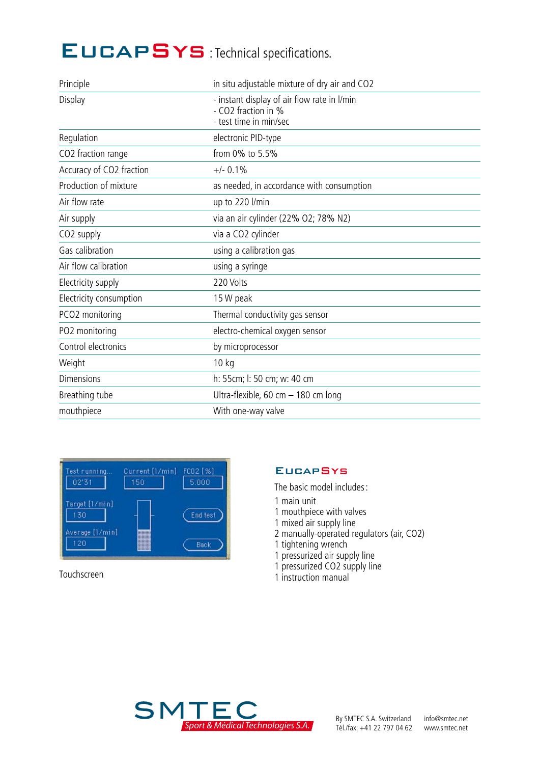# EUCAPSYS : Technical specifications.

| | |
|---|---|
| Principle | in situ adjustable mixture of dry air and $CO_2$ |
| Display | - instant display of air flow rate in l/min<br>- $CO_2$ fraction in %<br>- test time in min/sec |
| Regulation | electronic PID-type |
| $CO_2$ fraction range | from 0% to 5.5% |
| Accuracy of $CO_2$ fraction | +/- 0.1% |
| Production of mixture | as needed, in accordance with consumption |
| Air flow rate | up to 220 l/min |
| Air supply | via an air cylinder (22% $O_2$; 78% $N_2$) |
| $CO_2$ supply | via a $CO_2$ cylinder |
| Gas calibration | using a calibration gas |
| Air flow calibration | using a syringe |
| Electricity supply | 220 Volts |
| Electricity consumption | 15 W peak |
| $PCO_2$ monitoring | Thermal conductivity gas sensor |
| $PO_2$ monitoring | electro-chemical oxygen sensor |
| Control electronics | by microprocessor |
| Weight | 10 kg |
| Dimensions | h: 55cm; l: 50 cm; w: 40 cm |
| Breathing tube | Ultra-flexible, 60 cm – 180 cm long |
| mouthpiece | With one-way valve |

Test running... 02'31
Current [l/min] 150
FCO2 [%] 5.000
Target [l/min] 130
End test
Average [l/min] 120
Back

Touchscreen

## EUCAPSYS

The basic model includes :

1 main unit
1 mouthpiece with valves
1 mixed air supply line
2 manually-operated regulators (air, $CO_2$)
1 tightening wrench
1 pressurized air supply line
1 pressurized $CO_2$ supply line
1 instruction manual

SMTEC
Sport & Médical Technologies S.A.

By SMTEC S.A. Switzerland
Tél./fax: +41 22 797 04 62
info@smtec.net
www.smtec.net